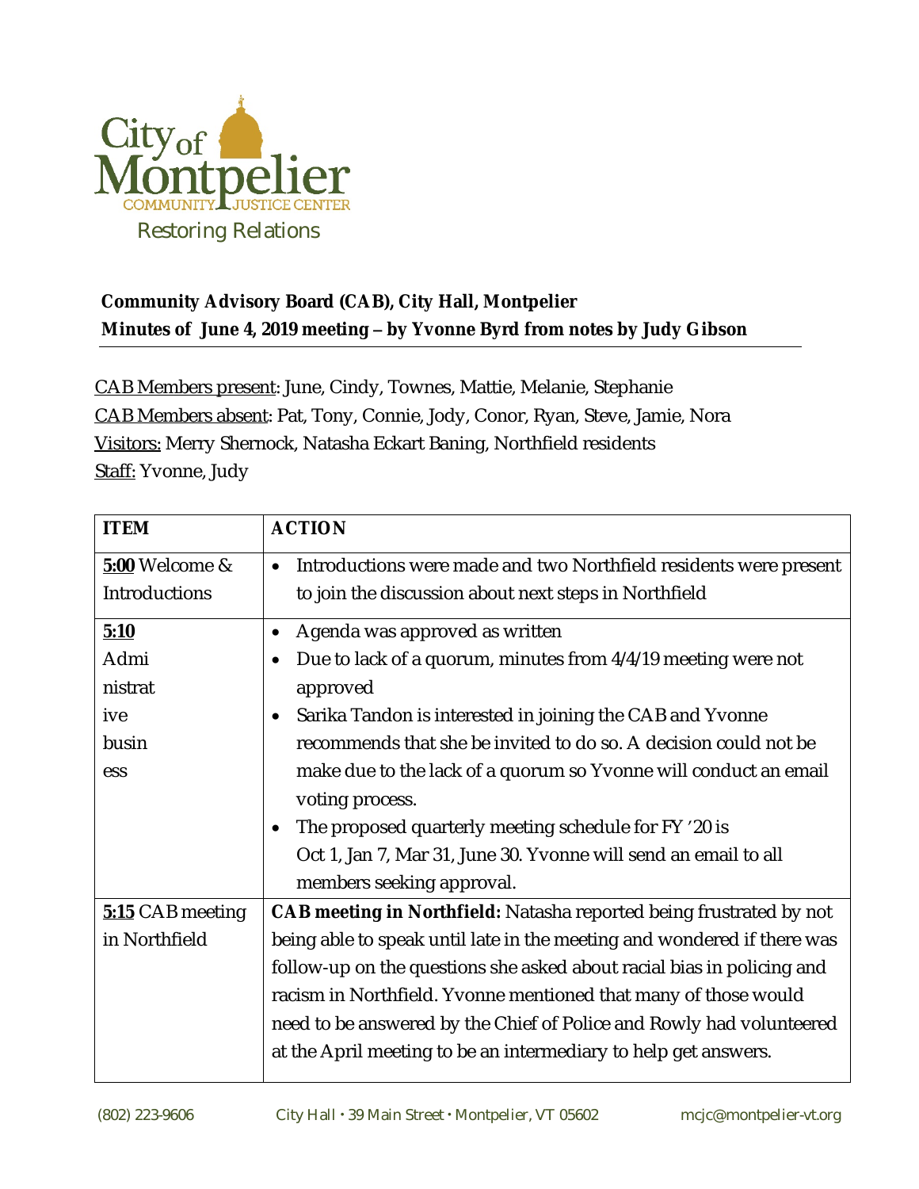City of Montpelier
COMMUNITY JUSTICE CENTER
Restoring Relations

**Community Advisory Board (CAB), City Hall, Montpelier**
**Minutes of June 4, 2019 meeting – by Yvonne Byrd from notes by Judy Gibson**

CAB Members present: June, Cindy, Townes, Mattie, Melanie, Stephanie
CAB Members absent: Pat, Tony, Connie, Jody, Conor, Ryan, Steve, Jamie, Nora
Visitors: Merry Shernock, Natasha Eckart Baning, Northfield residents
Staff: Yvonne, Judy

| ITEM | ACTION |
|---|---|
| **5:00** Welcome & Introductions | • Introductions were made and two Northfield residents were present to join the discussion about next steps in Northfield |
| **5:10** Administrative business | • Agenda was approved as written<br>• Due to lack of a quorum, minutes from 4/4/19 meeting were not approved<br>• Sarika Tandon is interested in joining the CAB and Yvonne recommends that she be invited to do so. A decision could not be make due to the lack of a quorum so Yvonne will conduct an email voting process.<br>• The proposed quarterly meeting schedule for FY '20 is Oct 1, Jan 7, Mar 31, June 30. Yvonne will send an email to all members seeking approval. |
| **5:15** CAB meeting in Northfield | **CAB meeting in Northfield:** Natasha reported being frustrated by not being able to speak until late in the meeting and wondered if there was follow-up on the questions she asked about racial bias in policing and racism in Northfield. Yvonne mentioned that many of those would need to be answered by the Chief of Police and Rowly had volunteered at the April meeting to be an intermediary to help get answers. |

(802) 223-9606 City Hall • 39 Main Street • Montpelier, VT 05602 mcjc@montpelier-vt.org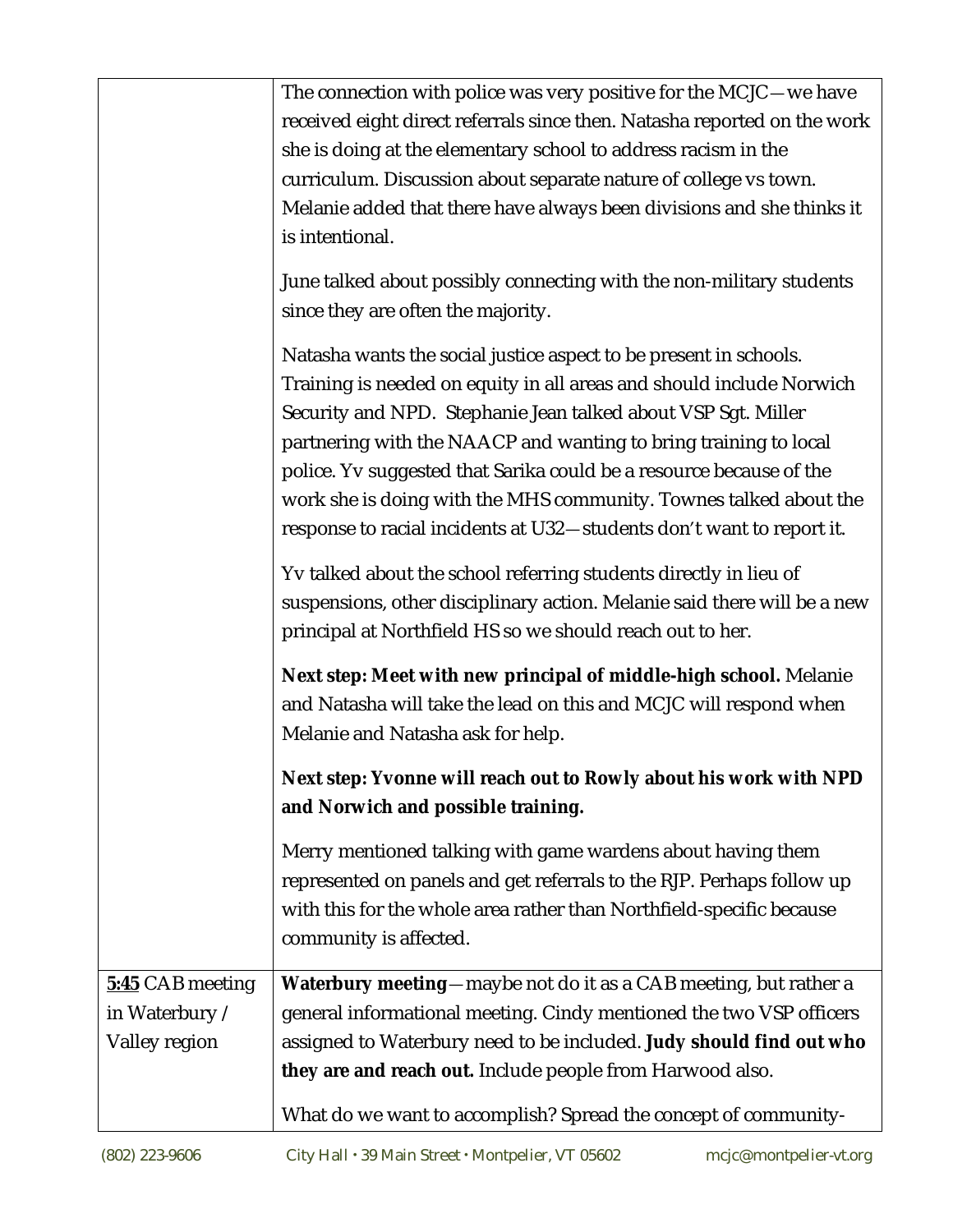| | |
|---|---|
| | The connection with police was very positive for the MCJC—we have received eight direct referrals since then. Natasha reported on the work she is doing at the elementary school to address racism in the curriculum. Discussion about separate nature of college vs town. Melanie added that there have always been divisions and she thinks it is intentional.<br><br>June talked about possibly connecting with the non-military students since they are often the majority.<br><br>Natasha wants the social justice aspect to be present in schools. Training is needed on equity in all areas and should include Norwich Security and NPD. Stephanie Jean talked about VSP Sgt. Miller partnering with the NAACP and wanting to bring training to local police. Yv suggested that Sarika could be a resource because of the work she is doing with the MHS community. Townes talked about the response to racial incidents at U32—students don't want to report it.<br><br>Yv talked about the school referring students directly in lieu of suspensions, other disciplinary action. Melanie said there will be a new principal at Northfield HS so we should reach out to her.<br><br>**Next step: Meet with new principal of middle-high school.** Melanie and Natasha will take the lead on this and MCJC will respond when Melanie and Natasha ask for help.<br><br>**Next step: Yvonne will reach out to Rowly about his work with NPD and Norwich and possible training.**<br><br>Merry mentioned talking with game wardens about having them represented on panels and get referrals to the RJP. Perhaps follow up with this for the whole area rather than Northfield-specific because community is affected. |
| **5:45** CAB meeting in Waterbury / Valley region | **Waterbury meeting**—maybe not do it as a CAB meeting, but rather a general informational meeting. Cindy mentioned the two VSP officers assigned to Waterbury need to be included. **Judy should find out who they are and reach out.** Include people from Harwood also.<br><br>What do we want to accomplish? Spread the concept of community- |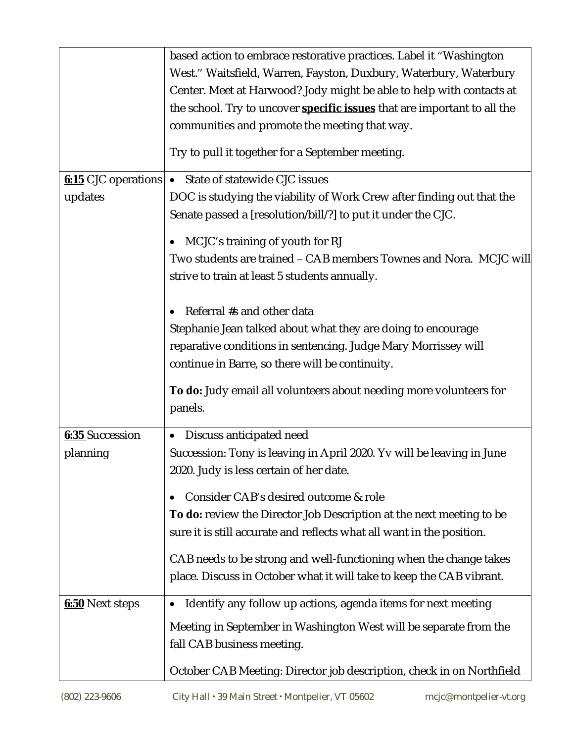| | |
|---|---|
| | based action to embrace restorative practices. Label it "Washington West." Waitsfield, Warren, Fayston, Duxbury, Waterbury, Waterbury Center. Meet at Harwood? Jody might be able to help with contacts at the school. Try to uncover **specific issues** that are important to all the communities and promote the meeting that way.<br><br>Try to pull it together for a September meeting. |
| **6:15** CJC operations updates | • State of statewide CJC issues<br>DOC is studying the viability of Work Crew after finding out that the Senate passed a [resolution/bill/?] to put it under the CJC.<br><br>• MCJC's training of youth for RJ<br>Two students are trained – CAB members Townes and Nora. MCJC will strive to train at least 5 students annually.<br><br>• Referral #s and other data<br>Stephanie Jean talked about what they are doing to encourage reparative conditions in sentencing. Judge Mary Morrissey will continue in Barre, so there will be continuity.<br><br>**To do:** Judy email all volunteers about needing more volunteers for panels. |
| **6:35** Succession planning | • Discuss anticipated need<br>Succession: Tony is leaving in April 2020. Yv will be leaving in June 2020. Judy is less certain of her date.<br><br>• Consider CAB's desired outcome & role<br>**To do:** review the Director Job Description at the next meeting to be sure it is still accurate and reflects what all want in the position.<br><br>CAB needs to be strong and well-functioning when the change takes place. Discuss in October what it will take to keep the CAB vibrant. |
| **6:50** Next steps | • Identify any follow up actions, agenda items for next meeting<br><br>Meeting in September in Washington West will be separate from the fall CAB business meeting.<br><br>October CAB Meeting: Director job description, check in on Northfield |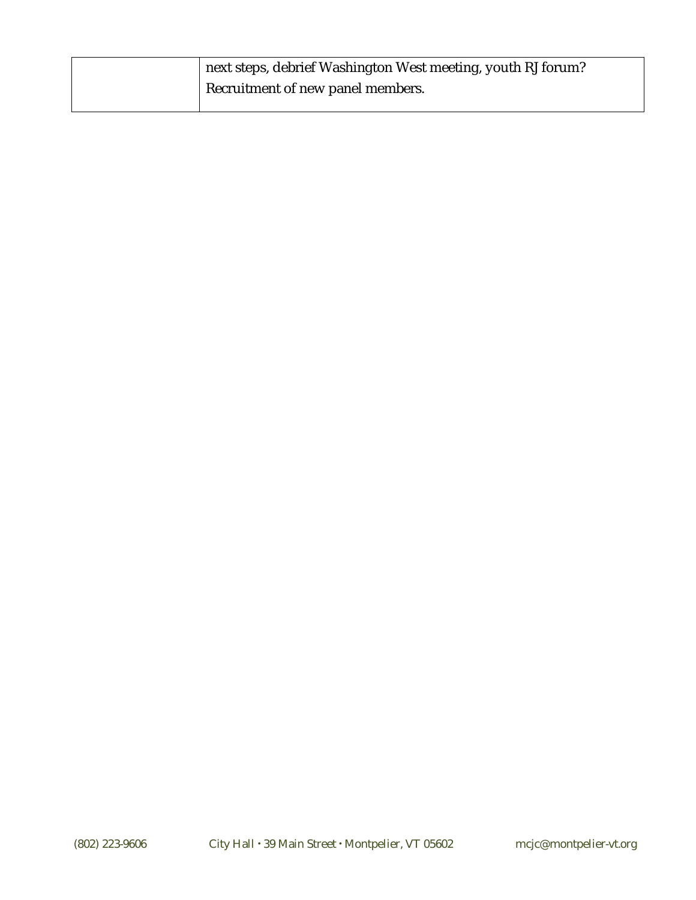| | |
|---|---|
| | next steps, debrief Washington West meeting, youth RJ forum? Recruitment of new panel members. |